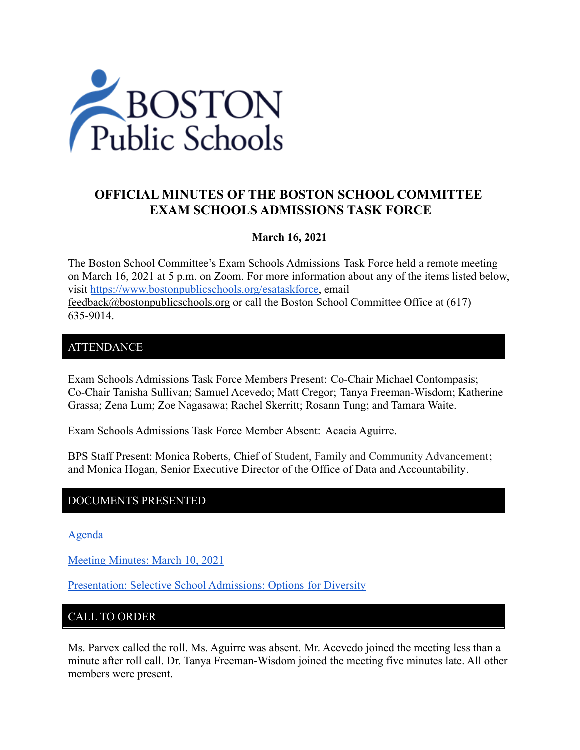# OFFICIAL MINUTES OF THE BOSTON SCHOOL COMMITTEE EXAM SCHOOLS ADMISSIONS TASK FORCE

**March 16, 2021**

The Boston School Committee's Exam Schools Admissions Task Force held a remote meeting on March 16, 2021 at 5 p.m. on Zoom. For more information about any of the items listed below, visit https://www.bostonpublicschools.org/esataskforce, email feedback@bostonpublicschools.org or call the Boston School Committee Office at (617) 635-9014.

## ATTENDANCE

Exam Schools Admissions Task Force Members Present: Co-Chair Michael Contompasis; Co-Chair Tanisha Sullivan; Samuel Acevedo; Matt Cregor; Tanya Freeman-Wisdom; Katherine Grassa; Zena Lum; Zoe Nagasawa; Rachel Skerritt; Rosann Tung; and Tamara Waite.

Exam Schools Admissions Task Force Member Absent: Acacia Aguirre.

BPS Staff Present: Monica Roberts, Chief of Student, Family and Community Advancement; and Monica Hogan, Senior Executive Director of the Office of Data and Accountability.

## DOCUMENTS PRESENTED

Agenda

Meeting Minutes: March 10, 2021

Presentation: Selective School Admissions: Options for Diversity

## CALL TO ORDER

Ms. Parvex called the roll. Ms. Aguirre was absent. Mr. Acevedo joined the meeting less than a minute after roll call. Dr. Tanya Freeman-Wisdom joined the meeting five minutes late. All other members were present.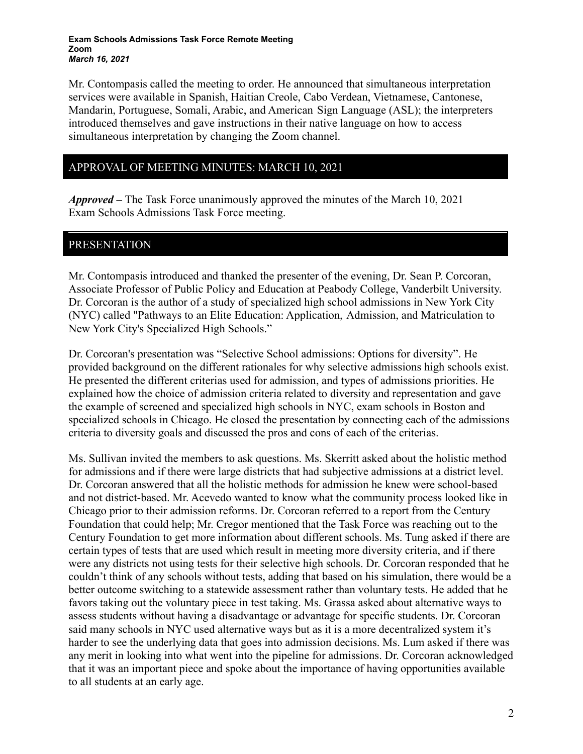**Exam Schools Admissions Task Force Remote Meeting**
**Zoom**
***March 16, 2021***

Mr. Contompasis called the meeting to order. He announced that simultaneous interpretation services were available in Spanish, Haitian Creole, Cabo Verdean, Vietnamese, Cantonese, Mandarin, Portuguese, Somali, Arabic, and American Sign Language (ASL); the interpreters introduced themselves and gave instructions in their native language on how to access simultaneous interpretation by changing the Zoom channel.

## APPROVAL OF MEETING MINUTES: MARCH 10, 2021

***Approved –*** The Task Force unanimously approved the minutes of the March 10, 2021 Exam Schools Admissions Task Force meeting.

## PRESENTATION

Mr. Contompasis introduced and thanked the presenter of the evening, Dr. Sean P. Corcoran, Associate Professor of Public Policy and Education at Peabody College, Vanderbilt University. Dr. Corcoran is the author of a study of specialized high school admissions in New York City (NYC) called "Pathways to an Elite Education: Application, Admission, and Matriculation to New York City's Specialized High Schools."

Dr. Corcoran's presentation was "Selective School admissions: Options for diversity". He provided background on the different rationales for why selective admissions high schools exist. He presented the different criterias used for admission, and types of admissions priorities. He explained how the choice of admission criteria related to diversity and representation and gave the example of screened and specialized high schools in NYC, exam schools in Boston and specialized schools in Chicago. He closed the presentation by connecting each of the admissions criteria to diversity goals and discussed the pros and cons of each of the criterias.

Ms. Sullivan invited the members to ask questions. Ms. Skerritt asked about the holistic method for admissions and if there were large districts that had subjective admissions at a district level. Dr. Corcoran answered that all the holistic methods for admission he knew were school-based and not district-based. Mr. Acevedo wanted to know what the community process looked like in Chicago prior to their admission reforms. Dr. Corcoran referred to a report from the Century Foundation that could help; Mr. Cregor mentioned that the Task Force was reaching out to the Century Foundation to get more information about different schools. Ms. Tung asked if there are certain types of tests that are used which result in meeting more diversity criteria, and if there were any districts not using tests for their selective high schools. Dr. Corcoran responded that he couldn't think of any schools without tests, adding that based on his simulation, there would be a better outcome switching to a statewide assessment rather than voluntary tests. He added that he favors taking out the voluntary piece in test taking. Ms. Grassa asked about alternative ways to assess students without having a disadvantage or advantage for specific students. Dr. Corcoran said many schools in NYC used alternative ways but as it is a more decentralized system it's harder to see the underlying data that goes into admission decisions. Ms. Lum asked if there was any merit in looking into what went into the pipeline for admissions. Dr. Corcoran acknowledged that it was an important piece and spoke about the importance of having opportunities available to all students at an early age.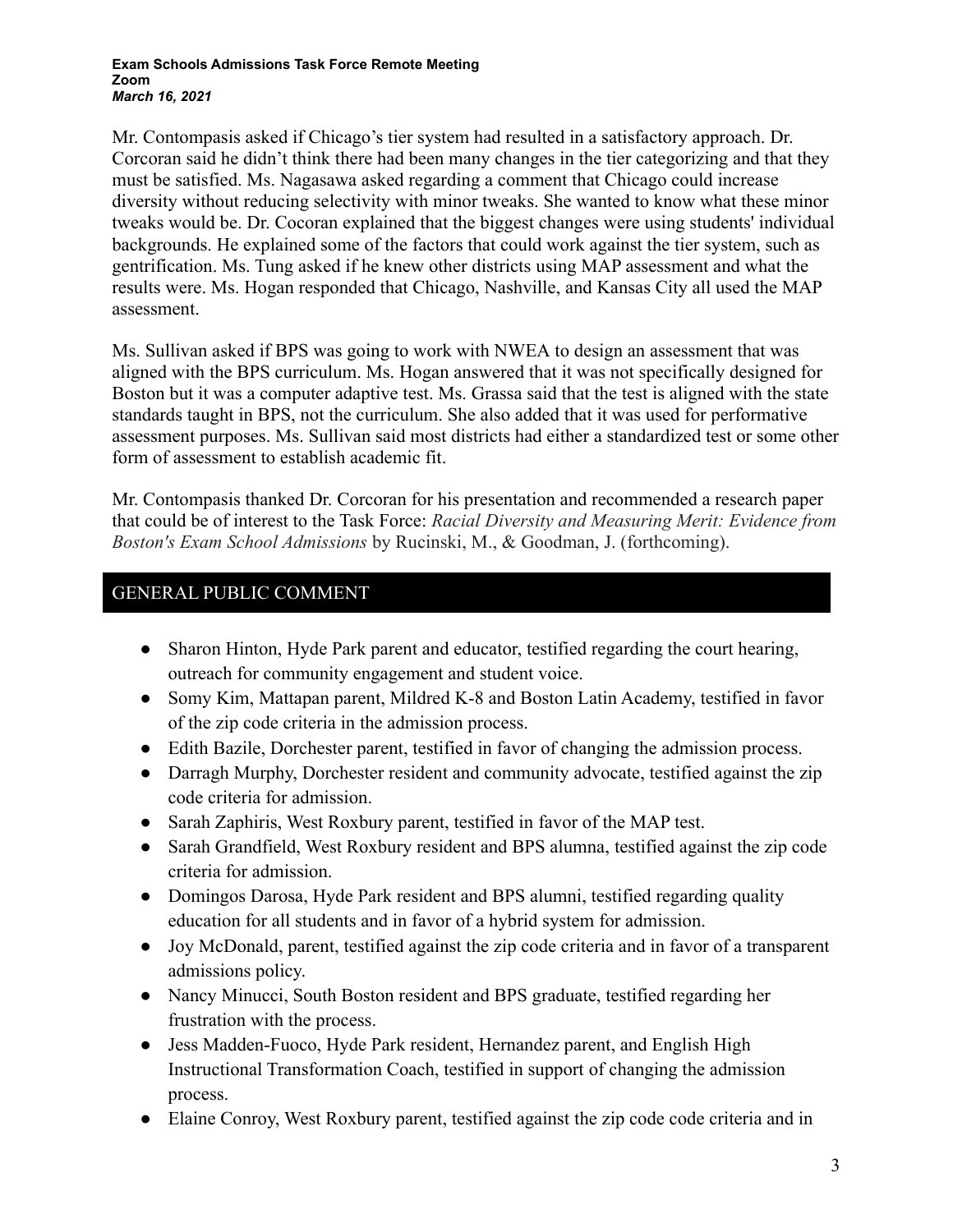Mr. Contompasis asked if Chicago's tier system had resulted in a satisfactory approach. Dr. Corcoran said he didn't think there had been many changes in the tier categorizing and that they must be satisfied. Ms. Nagasawa asked regarding a comment that Chicago could increase diversity without reducing selectivity with minor tweaks. She wanted to know what these minor tweaks would be. Dr. Cocoran explained that the biggest changes were using students' individual backgrounds. He explained some of the factors that could work against the tier system, such as gentrification. Ms. Tung asked if he knew other districts using MAP assessment and what the results were. Ms. Hogan responded that Chicago, Nashville, and Kansas City all used the MAP assessment.

Ms. Sullivan asked if BPS was going to work with NWEA to design an assessment that was aligned with the BPS curriculum. Ms. Hogan answered that it was not specifically designed for Boston but it was a computer adaptive test. Ms. Grassa said that the test is aligned with the state standards taught in BPS, not the curriculum. She also added that it was used for performative assessment purposes. Ms. Sullivan said most districts had either a standardized test or some other form of assessment to establish academic fit.

Mr. Contompasis thanked Dr. Corcoran for his presentation and recommended a research paper that could be of interest to the Task Force: *Racial Diversity and Measuring Merit: Evidence from Boston's Exam School Admissions* by Rucinski, M., & Goodman, J. (forthcoming).

## GENERAL PUBLIC COMMENT

- Sharon Hinton, Hyde Park parent and educator, testified regarding the court hearing, outreach for community engagement and student voice.
- Somy Kim, Mattapan parent, Mildred K-8 and Boston Latin Academy, testified in favor of the zip code criteria in the admission process.
- Edith Bazile, Dorchester parent, testified in favor of changing the admission process.
- Darragh Murphy, Dorchester resident and community advocate, testified against the zip code criteria for admission.
- Sarah Zaphiris, West Roxbury parent, testified in favor of the MAP test.
- Sarah Grandfield, West Roxbury resident and BPS alumna, testified against the zip code criteria for admission.
- Domingos Darosa, Hyde Park resident and BPS alumni, testified regarding quality education for all students and in favor of a hybrid system for admission.
- Joy McDonald, parent, testified against the zip code criteria and in favor of a transparent admissions policy.
- Nancy Minucci, South Boston resident and BPS graduate, testified regarding her frustration with the process.
- Jess Madden-Fuoco, Hyde Park resident, Hernandez parent, and English High Instructional Transformation Coach, testified in support of changing the admission process.
- Elaine Conroy, West Roxbury parent, testified against the zip code code criteria and in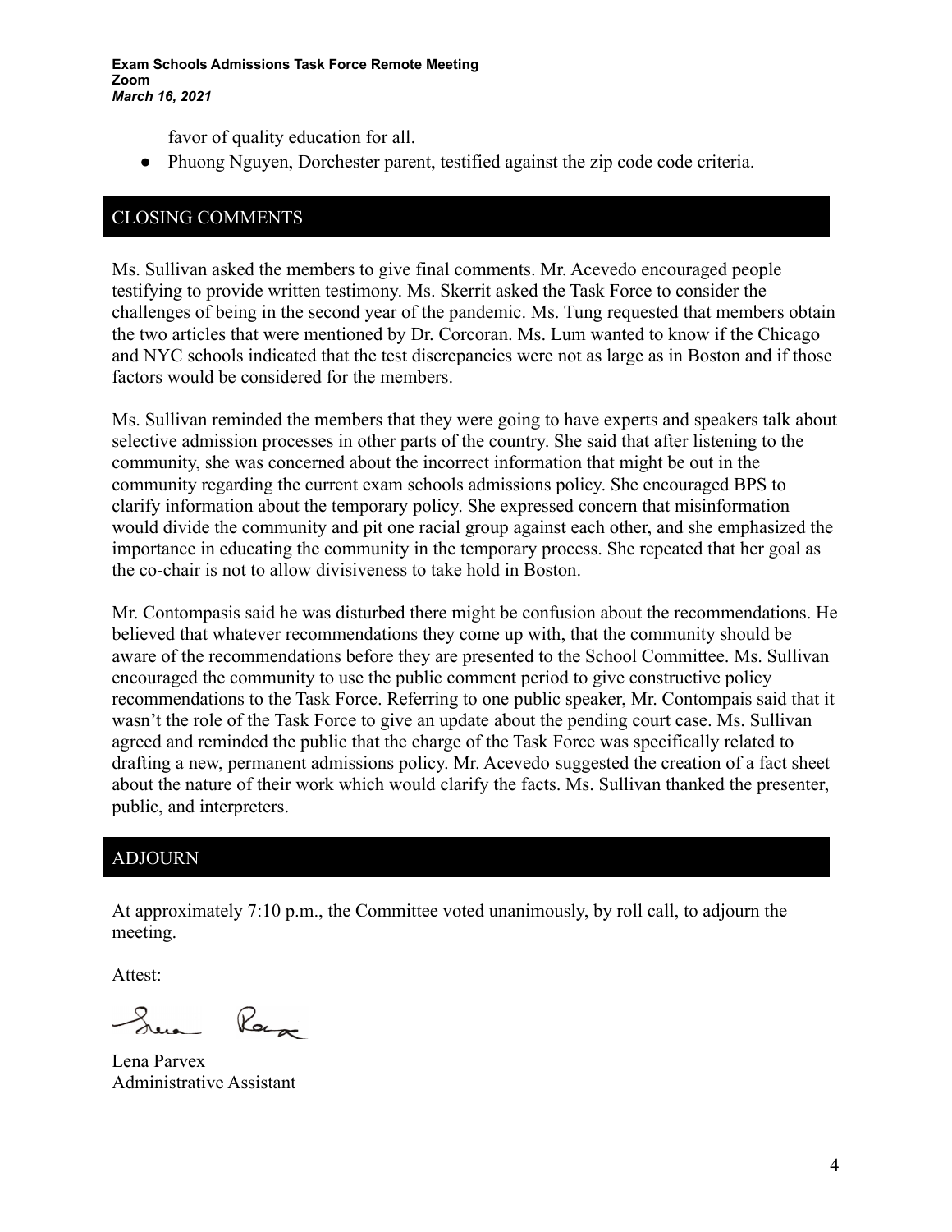favor of quality education for all.

- Phuong Nguyen, Dorchester parent, testified against the zip code code criteria.

## CLOSING COMMENTS

Ms. Sullivan asked the members to give final comments. Mr. Acevedo encouraged people testifying to provide written testimony. Ms. Skerrit asked the Task Force to consider the challenges of being in the second year of the pandemic. Ms. Tung requested that members obtain the two articles that were mentioned by Dr. Corcoran. Ms. Lum wanted to know if the Chicago and NYC schools indicated that the test discrepancies were not as large as in Boston and if those factors would be considered for the members.

Ms. Sullivan reminded the members that they were going to have experts and speakers talk about selective admission processes in other parts of the country. She said that after listening to the community, she was concerned about the incorrect information that might be out in the community regarding the current exam schools admissions policy. She encouraged BPS to clarify information about the temporary policy. She expressed concern that misinformation would divide the community and pit one racial group against each other, and she emphasized the importance in educating the community in the temporary process. She repeated that her goal as the co-chair is not to allow divisiveness to take hold in Boston.

Mr. Contompasis said he was disturbed there might be confusion about the recommendations. He believed that whatever recommendations they come up with, that the community should be aware of the recommendations before they are presented to the School Committee. Ms. Sullivan encouraged the community to use the public comment period to give constructive policy recommendations to the Task Force. Referring to one public speaker, Mr. Contompais said that it wasn't the role of the Task Force to give an update about the pending court case. Ms. Sullivan agreed and reminded the public that the charge of the Task Force was specifically related to drafting a new, permanent admissions policy. Mr. Acevedo suggested the creation of a fact sheet about the nature of their work which would clarify the facts. Ms. Sullivan thanked the presenter, public, and interpreters.

## ADJOURN

At approximately 7:10 p.m., the Committee voted unanimously, by roll call, to adjourn the meeting.

Attest:

Lena Parvex
Administrative Assistant